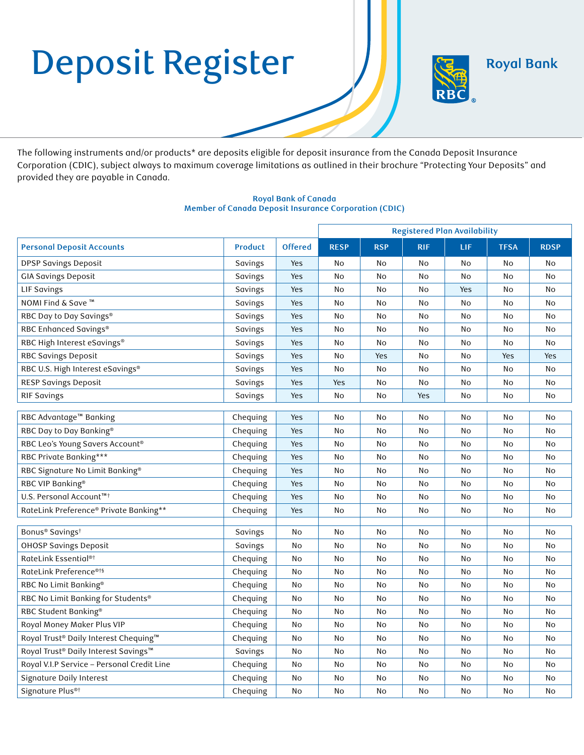# Deposit Register

Royal Bank

The following instruments and/or products* are deposits eligible for deposit insurance from the Canada Deposit Insurance Corporation (CDIC), subject always to maximum coverage limitations as outlined in their brochure "Protecting Your Deposits" and provided they are payable in Canada.

**Royal Bank of Canada**
**Member of Canada Deposit Insurance Corporation (CDIC)**

| | | | Registered Plan Availability | | | | | |
|---|---|---|---|---|---|---|---|---|
| **Personal Deposit Accounts** | **Product** | **Offered** | **RESP** | **RSP** | **RIF** | **LIF** | **TFSA** | **RDSP** |
| DPSP Savings Deposit | Savings | Yes | No | No | No | No | No | No |
| GIA Savings Deposit | Savings | Yes | No | No | No | No | No | No |
| LIF Savings | Savings | Yes | No | No | No | Yes | No | No |
| NOMI Find & Save ™ | Savings | Yes | No | No | No | No | No | No |
| RBC Day to Day Savings® | Savings | Yes | No | No | No | No | No | No |
| RBC Enhanced Savings® | Savings | Yes | No | No | No | No | No | No |
| RBC High Interest eSavings® | Savings | Yes | No | No | No | No | No | No |
| RBC Savings Deposit | Savings | Yes | No | Yes | No | No | Yes | Yes |
| RBC U.S. High Interest eSavings® | Savings | Yes | No | No | No | No | No | No |
| RESP Savings Deposit | Savings | Yes | Yes | No | No | No | No | No |
| RIF Savings | Savings | Yes | No | No | Yes | No | No | No |
| RBC Advantage™ Banking | Chequing | Yes | No | No | No | No | No | No |
| RBC Day to Day Banking® | Chequing | Yes | No | No | No | No | No | No |
| RBC Leo's Young Savers Account® | Chequing | Yes | No | No | No | No | No | No |
| RBC Private Banking*** | Chequing | Yes | No | No | No | No | No | No |
| RBC Signature No Limit Banking® | Chequing | Yes | No | No | No | No | No | No |
| RBC VIP Banking® | Chequing | Yes | No | No | No | No | No | No |
| U.S. Personal Account™† | Chequing | Yes | No | No | No | No | No | No |
| RateLink Preference® Private Banking** | Chequing | Yes | No | No | No | No | No | No |
| Bonus® Savings† | Savings | No | No | No | No | No | No | No |
| OHOSP Savings Deposit | Savings | No | No | No | No | No | No | No |
| RateLink Essential®† | Chequing | No | No | No | No | No | No | No |
| RateLink Preference®†§ | Chequing | No | No | No | No | No | No | No |
| RBC No Limit Banking® | Chequing | No | No | No | No | No | No | No |
| RBC No Limit Banking for Students® | Chequing | No | No | No | No | No | No | No |
| RBC Student Banking® | Chequing | No | No | No | No | No | No | No |
| Royal Money Maker Plus VIP | Chequing | No | No | No | No | No | No | No |
| Royal Trust® Daily Interest Chequing™ | Chequing | No | No | No | No | No | No | No |
| Royal Trust® Daily Interest Savings™ | Savings | No | No | No | No | No | No | No |
| Royal V.I.P Service – Personal Credit Line | Chequing | No | No | No | No | No | No | No |
| Signature Daily Interest | Chequing | No | No | No | No | No | No | No |
| Signature Plus®† | Chequing | No | No | No | No | No | No | No |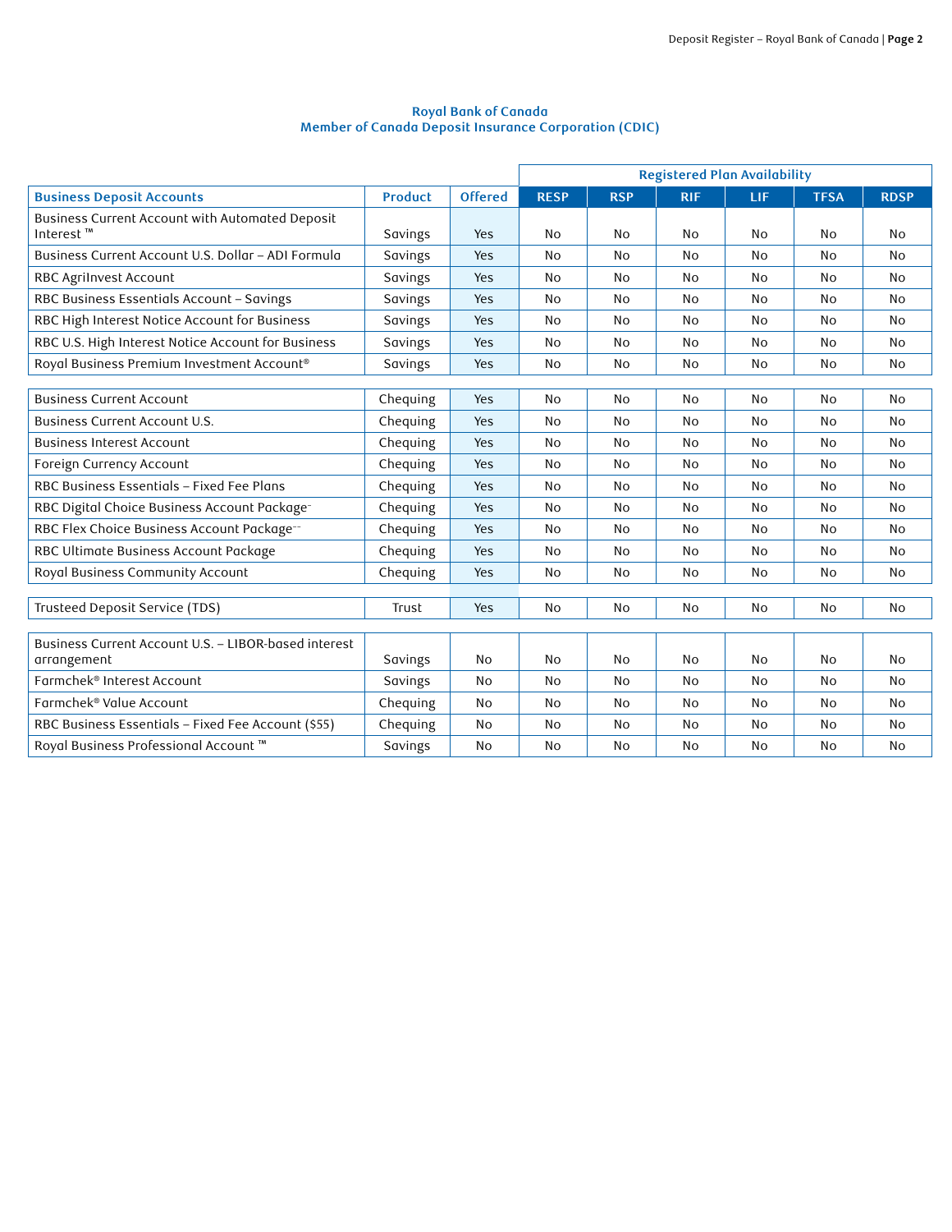**Royal Bank of Canada**
**Member of Canada Deposit Insurance Corporation (CDIC)**

| | | | Registered Plan Availability | | | | | |
|---|---|---|---|---|---|---|---|---|
| **Business Deposit Accounts** | **Product** | **Offered** | **RESP** | **RSP** | **RIF** | **LIF** | **TFSA** | **RDSP** |
| Business Current Account with Automated Deposit Interest ™ | Savings | Yes | No | No | No | No | No | No |
| Business Current Account U.S. Dollar – ADI Formula | Savings | Yes | No | No | No | No | No | No |
| RBC AgriInvest Account | Savings | Yes | No | No | No | No | No | No |
| RBC Business Essentials Account – Savings | Savings | Yes | No | No | No | No | No | No |
| RBC High Interest Notice Account for Business | Savings | Yes | No | No | No | No | No | No |
| RBC U.S. High Interest Notice Account for Business | Savings | Yes | No | No | No | No | No | No |
| Royal Business Premium Investment Account® | Savings | Yes | No | No | No | No | No | No |
| Business Current Account | Chequing | Yes | No | No | No | No | No | No |
| Business Current Account U.S. | Chequing | Yes | No | No | No | No | No | No |
| Business Interest Account | Chequing | Yes | No | No | No | No | No | No |
| Foreign Currency Account | Chequing | Yes | No | No | No | No | No | No |
| RBC Business Essentials – Fixed Fee Plans | Chequing | Yes | No | No | No | No | No | No |
| RBC Digital Choice Business Account Package⁻ | Chequing | Yes | No | No | No | No | No | No |
| RBC Flex Choice Business Account Package⁻⁻ | Chequing | Yes | No | No | No | No | No | No |
| RBC Ultimate Business Account Package | Chequing | Yes | No | No | No | No | No | No |
| Royal Business Community Account | Chequing | Yes | No | No | No | No | No | No |
| Trusteed Deposit Service (TDS) | Trust | Yes | No | No | No | No | No | No |
| Business Current Account U.S. – LIBOR-based interest arrangement | Savings | No | No | No | No | No | No | No |
| Farmchek® Interest Account | Savings | No | No | No | No | No | No | No |
| Farmchek® Value Account | Chequing | No | No | No | No | No | No | No |
| RBC Business Essentials – Fixed Fee Account ($55) | Chequing | No | No | No | No | No | No | No |
| Royal Business Professional Account ™ | Savings | No | No | No | No | No | No | No |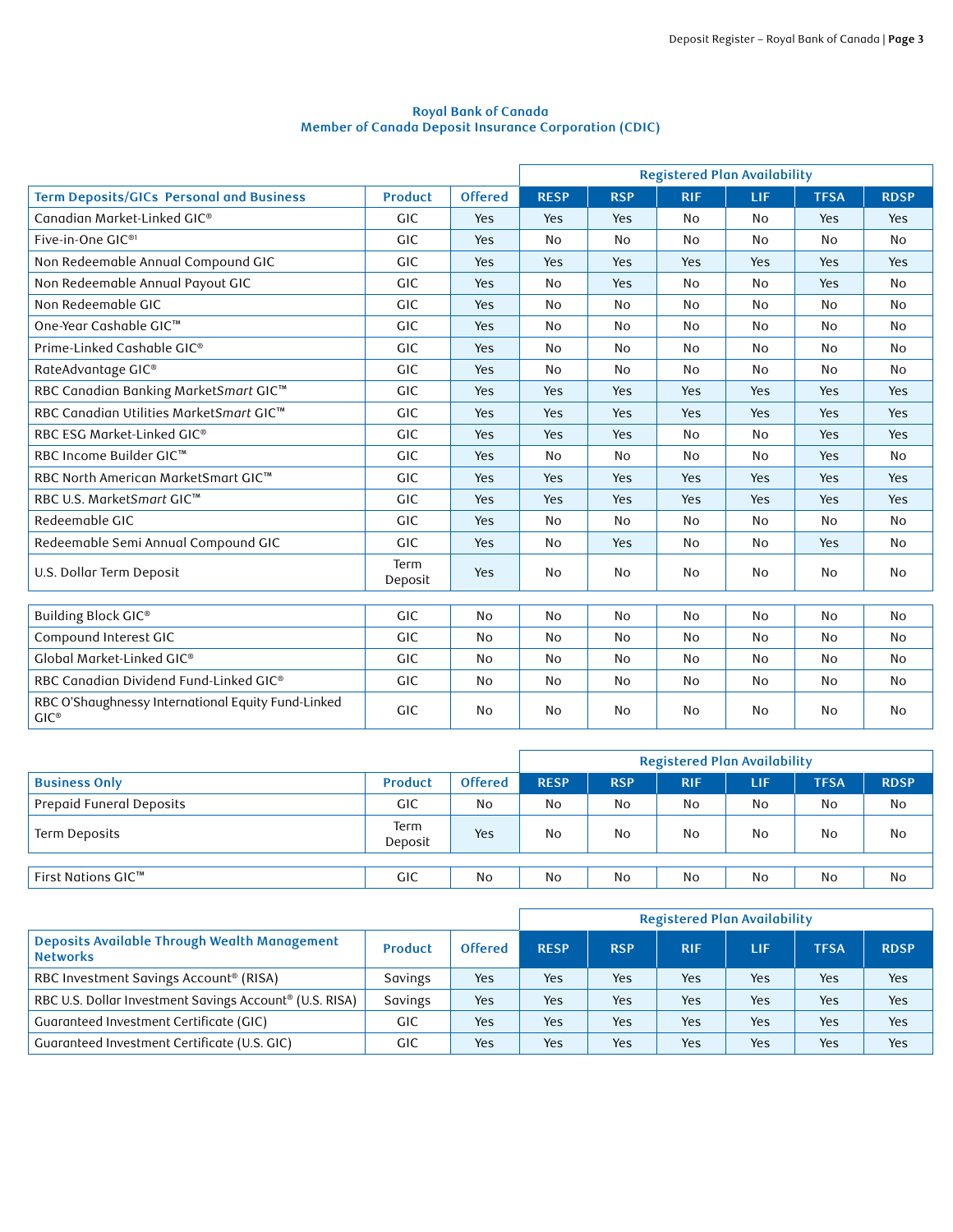**Royal Bank of Canada**
**Member of Canada Deposit Insurance Corporation (CDIC)**

| | | | Registered Plan Availability | | | | | |
|---|---|---|---|---|---|---|---|---|
| **Term Deposits/GICs Personal and Business** | **Product** | **Offered** | **RESP** | **RSP** | **RIF** | **LIF** | **TFSA** | **RDSP** |
| Canadian Market-Linked GIC® | GIC | Yes | Yes | Yes | No | No | Yes | Yes |
| Five-in-One GIC®[1] | GIC | Yes | No | No | No | No | No | No |
| Non Redeemable Annual Compound GIC | GIC | Yes | Yes | Yes | Yes | Yes | Yes | Yes |
| Non Redeemable Annual Payout GIC | GIC | Yes | No | Yes | No | No | Yes | No |
| Non Redeemable GIC | GIC | Yes | No | No | No | No | No | No |
| One-Year Cashable GIC™ | GIC | Yes | No | No | No | No | No | No |
| Prime-Linked Cashable GIC® | GIC | Yes | No | No | No | No | No | No |
| RateAdvantage GIC® | GIC | Yes | No | No | No | No | No | No |
| RBC Canadian Banking Market*Smart* GIC™ | GIC | Yes | Yes | Yes | Yes | Yes | Yes | Yes |
| RBC Canadian Utilities Market*Smart* GIC™ | GIC | Yes | Yes | Yes | Yes | Yes | Yes | Yes |
| RBC ESG Market-Linked GIC® | GIC | Yes | Yes | Yes | No | No | Yes | Yes |
| RBC Income Builder GIC™ | GIC | Yes | No | No | No | No | Yes | No |
| RBC North American MarketSmart GIC™ | GIC | Yes | Yes | Yes | Yes | Yes | Yes | Yes |
| RBC U.S. Market*Smart* GIC™ | GIC | Yes | Yes | Yes | Yes | Yes | Yes | Yes |
| Redeemable GIC | GIC | Yes | No | No | No | No | No | No |
| Redeemable Semi Annual Compound GIC | GIC | Yes | No | Yes | No | No | Yes | No |
| U.S. Dollar Term Deposit | Term Deposit | Yes | No | No | No | No | No | No |
| Building Block GIC® | GIC | No | No | No | No | No | No | No |
| Compound Interest GIC | GIC | No | No | No | No | No | No | No |
| Global Market-Linked GIC® | GIC | No | No | No | No | No | No | No |
| RBC Canadian Dividend Fund-Linked GIC® | GIC | No | No | No | No | No | No | No |
| RBC O'Shaughnessy International Equity Fund-Linked GIC® | GIC | No | No | No | No | No | No | No |

| | | | Registered Plan Availability | | | | | |
|---|---|---|---|---|---|---|---|---|
| **Business Only** | **Product** | **Offered** | **RESP** | **RSP** | **RIF** | **LIF** | **TFSA** | **RDSP** |
| Prepaid Funeral Deposits | GIC | No | No | No | No | No | No | No |
| Term Deposits | Term Deposit | Yes | No | No | No | No | No | No |
| First Nations GIC™ | GIC | No | No | No | No | No | No | No |

| | | | Registered Plan Availability | | | | | |
|---|---|---|---|---|---|---|---|---|
| **Deposits Available Through Wealth Management Networks** | **Product** | **Offered** | **RESP** | **RSP** | **RIF** | **LIF** | **TFSA** | **RDSP** |
| RBC Investment Savings Account® (RISA) | Savings | Yes | Yes | Yes | Yes | Yes | Yes | Yes |
| RBC U.S. Dollar Investment Savings Account® (U.S. RISA) | Savings | Yes | Yes | Yes | Yes | Yes | Yes | Yes |
| Guaranteed Investment Certificate (GIC) | GIC | Yes | Yes | Yes | Yes | Yes | Yes | Yes |
| Guaranteed Investment Certificate (U.S. GIC) | GIC | Yes | Yes | Yes | Yes | Yes | Yes | Yes |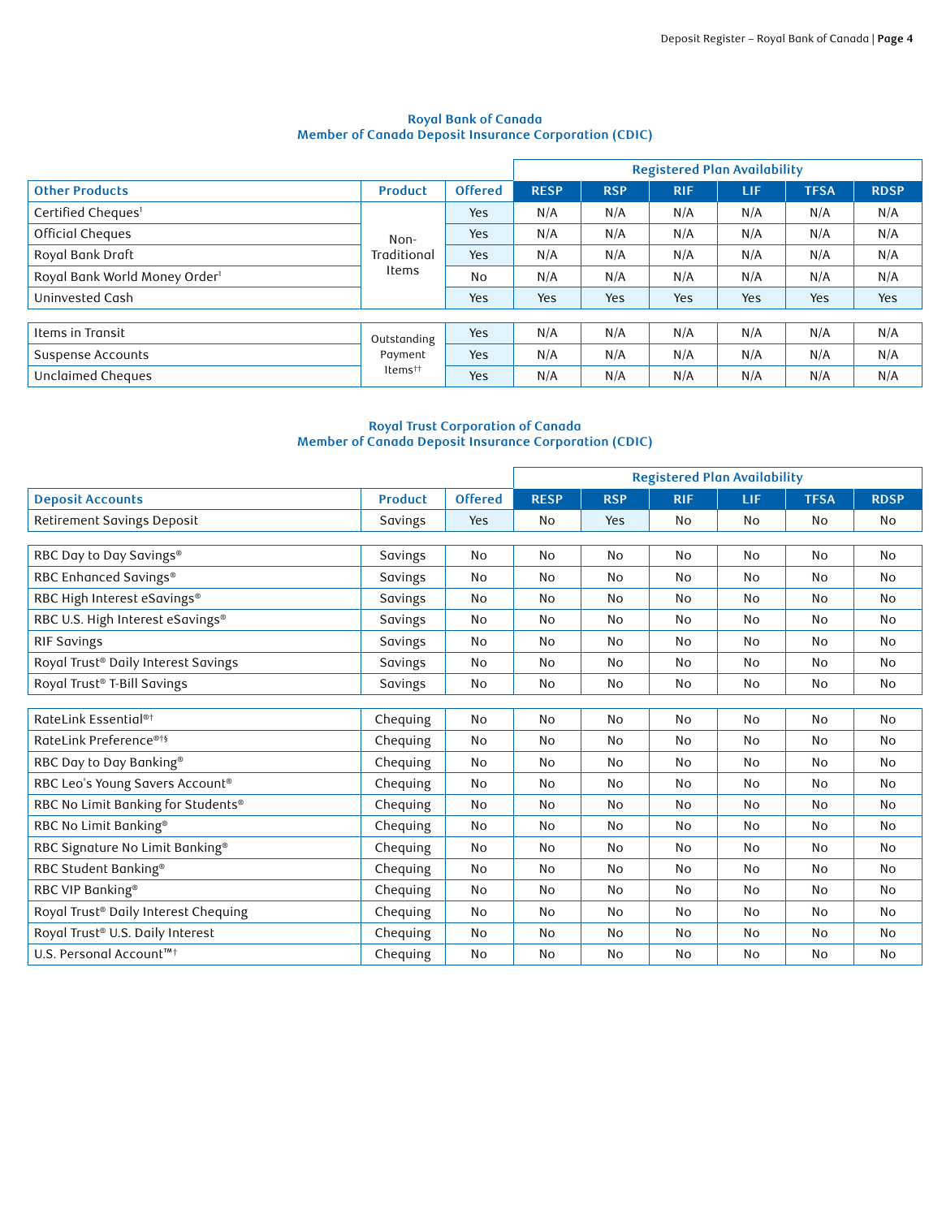### Royal Bank of Canada
### Member of Canada Deposit Insurance Corporation (CDIC)

| Other Products | Product | Offered | Registered Plan Availability | | | | | |
|---|---|---|---|---|---|---|---|---|
| | | | RESP | RSP | RIF | LIF | TFSA | RDSP |
| Certified Cheques[1] | Non-Traditional Items | Yes | N/A | N/A | N/A | N/A | N/A | N/A |
| Official Cheques | | Yes | N/A | N/A | N/A | N/A | N/A | N/A |
| Royal Bank Draft | | Yes | N/A | N/A | N/A | N/A | N/A | N/A |
| Royal Bank World Money Order[1] | | No | N/A | N/A | N/A | N/A | N/A | N/A |
| Uninvested Cash | | Yes | Yes | Yes | Yes | Yes | Yes | Yes |
| Items in Transit | Outstanding Payment Items[††] | Yes | N/A | N/A | N/A | N/A | N/A | N/A |
| Suspense Accounts | | Yes | N/A | N/A | N/A | N/A | N/A | N/A |
| Unclaimed Cheques | | Yes | N/A | N/A | N/A | N/A | N/A | N/A |

### Royal Trust Corporation of Canada
### Member of Canada Deposit Insurance Corporation (CDIC)

| Deposit Accounts | Product | Offered | Registered Plan Availability | | | | | |
|---|---|---|---|---|---|---|---|---|
| | | | RESP | RSP | RIF | LIF | TFSA | RDSP |
| Retirement Savings Deposit | Savings | Yes | No | Yes | No | No | No | No |
| RBC Day to Day Savings® | Savings | No | No | No | No | No | No | No |
| RBC Enhanced Savings® | Savings | No | No | No | No | No | No | No |
| RBC High Interest eSavings® | Savings | No | No | No | No | No | No | No |
| RBC U.S. High Interest eSavings® | Savings | No | No | No | No | No | No | No |
| RIF Savings | Savings | No | No | No | No | No | No | No |
| Royal Trust® Daily Interest Savings | Savings | No | No | No | No | No | No | No |
| Royal Trust® T-Bill Savings | Savings | No | No | No | No | No | No | No |
| RateLink Essential®[†] | Chequing | No | No | No | No | No | No | No |
| RateLink Preference®[†§] | Chequing | No | No | No | No | No | No | No |
| RBC Day to Day Banking® | Chequing | No | No | No | No | No | No | No |
| RBC Leo's Young Savers Account® | Chequing | No | No | No | No | No | No | No |
| RBC No Limit Banking for Students® | Chequing | No | No | No | No | No | No | No |
| RBC No Limit Banking® | Chequing | No | No | No | No | No | No | No |
| RBC Signature No Limit Banking® | Chequing | No | No | No | No | No | No | No |
| RBC Student Banking® | Chequing | No | No | No | No | No | No | No |
| RBC VIP Banking® | Chequing | No | No | No | No | No | No | No |
| Royal Trust® Daily Interest Chequing | Chequing | No | No | No | No | No | No | No |
| Royal Trust® U.S. Daily Interest | Chequing | No | No | No | No | No | No | No |
| U.S. Personal Account™[†] | Chequing | No | No | No | No | No | No | No |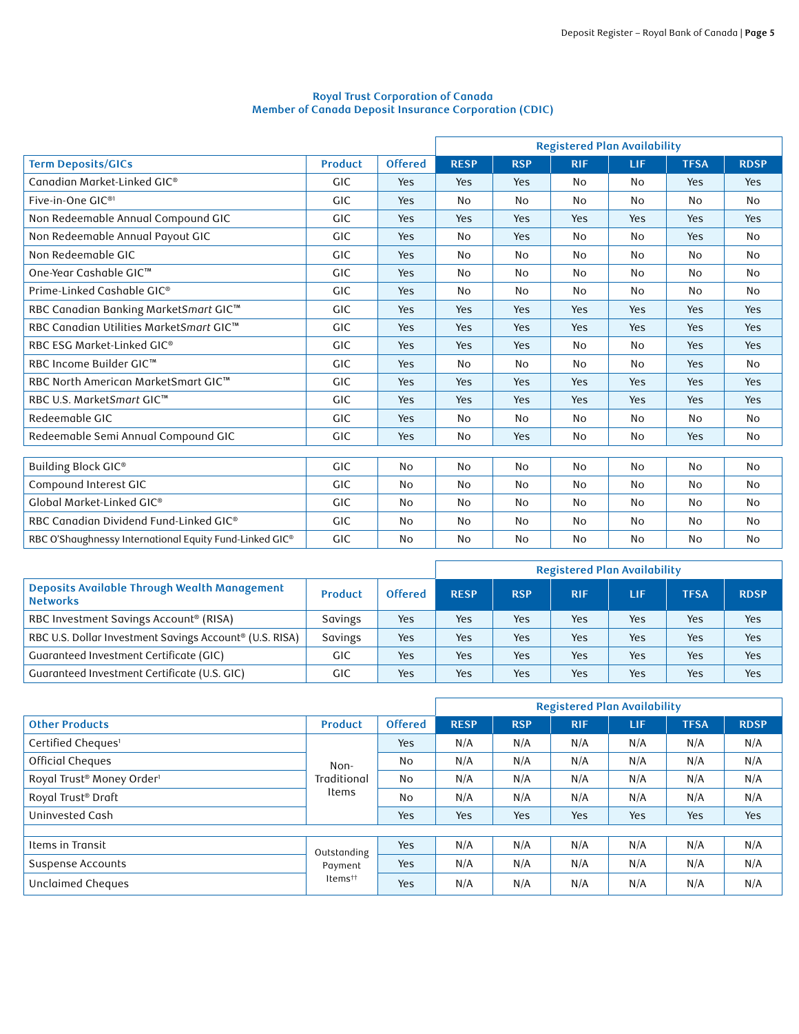**Royal Trust Corporation of Canada**
**Member of Canada Deposit Insurance Corporation (CDIC)**

| | | | Registered Plan Availability | | | | | |
|---|---|---|---|---|---|---|---|---|
| **Term Deposits/GICs** | **Product** | **Offered** | **RESP** | **RSP** | **RIF** | **LIF** | **TFSA** | **RDSP** |
| Canadian Market-Linked GIC® | GIC | Yes | Yes | Yes | No | No | Yes | Yes |
| Five-in-One GIC®[1] | GIC | Yes | No | No | No | No | No | No |
| Non Redeemable Annual Compound GIC | GIC | Yes | Yes | Yes | Yes | Yes | Yes | Yes |
| Non Redeemable Annual Payout GIC | GIC | Yes | No | Yes | No | No | Yes | No |
| Non Redeemable GIC | GIC | Yes | No | No | No | No | No | No |
| One-Year Cashable GIC™ | GIC | Yes | No | No | No | No | No | No |
| Prime-Linked Cashable GIC® | GIC | Yes | No | No | No | No | No | No |
| RBC Canadian Banking Market*Smart* GIC™ | GIC | Yes | Yes | Yes | Yes | Yes | Yes | Yes |
| RBC Canadian Utilities Market*Smart* GIC™ | GIC | Yes | Yes | Yes | Yes | Yes | Yes | Yes |
| RBC ESG Market-Linked GIC® | GIC | Yes | Yes | Yes | No | No | Yes | Yes |
| RBC Income Builder GIC™ | GIC | Yes | No | No | No | No | Yes | No |
| RBC North American MarketSmart GIC™ | GIC | Yes | Yes | Yes | Yes | Yes | Yes | Yes |
| RBC U.S. Market*Smart* GIC™ | GIC | Yes | Yes | Yes | Yes | Yes | Yes | Yes |
| Redeemable GIC | GIC | Yes | No | No | No | No | No | No |
| Redeemable Semi Annual Compound GIC | GIC | Yes | No | Yes | No | No | Yes | No |
| Building Block GIC® | GIC | No | No | No | No | No | No | No |
| Compound Interest GIC | GIC | No | No | No | No | No | No | No |
| Global Market-Linked GIC® | GIC | No | No | No | No | No | No | No |
| RBC Canadian Dividend Fund-Linked GIC® | GIC | No | No | No | No | No | No | No |
| RBC O'Shaughnessy International Equity Fund-Linked GIC® | GIC | No | No | No | No | No | No | No |

| | | | Registered Plan Availability | | | | | |
|---|---|---|---|---|---|---|---|---|
| **Deposits Available Through Wealth Management Networks** | **Product** | **Offered** | **RESP** | **RSP** | **RIF** | **LIF** | **TFSA** | **RDSP** |
| RBC Investment Savings Account® (RISA) | Savings | Yes | Yes | Yes | Yes | Yes | Yes | Yes |
| RBC U.S. Dollar Investment Savings Account® (U.S. RISA) | Savings | Yes | Yes | Yes | Yes | Yes | Yes | Yes |
| Guaranteed Investment Certificate (GIC) | GIC | Yes | Yes | Yes | Yes | Yes | Yes | Yes |
| Guaranteed Investment Certificate (U.S. GIC) | GIC | Yes | Yes | Yes | Yes | Yes | Yes | Yes |

| | | | Registered Plan Availability | | | | | |
|---|---|---|---|---|---|---|---|---|
| **Other Products** | **Product** | **Offered** | **RESP** | **RSP** | **RIF** | **LIF** | **TFSA** | **RDSP** |
| Certified Cheques[1] | Non-Traditional Items | Yes | N/A | N/A | N/A | N/A | N/A | N/A |
| Official Cheques | Non-Traditional Items | No | N/A | N/A | N/A | N/A | N/A | N/A |
| Royal Trust® Money Order[1] | Non-Traditional Items | No | N/A | N/A | N/A | N/A | N/A | N/A |
| Royal Trust® Draft | Non-Traditional Items | No | N/A | N/A | N/A | N/A | N/A | N/A |
| Uninvested Cash | Non-Traditional Items | Yes | Yes | Yes | Yes | Yes | Yes | Yes |
| Items in Transit | Outstanding Payment Items[††] | Yes | N/A | N/A | N/A | N/A | N/A | N/A |
| Suspense Accounts | Outstanding Payment Items[††] | Yes | N/A | N/A | N/A | N/A | N/A | N/A |
| Unclaimed Cheques | Outstanding Payment Items[††] | Yes | N/A | N/A | N/A | N/A | N/A | N/A |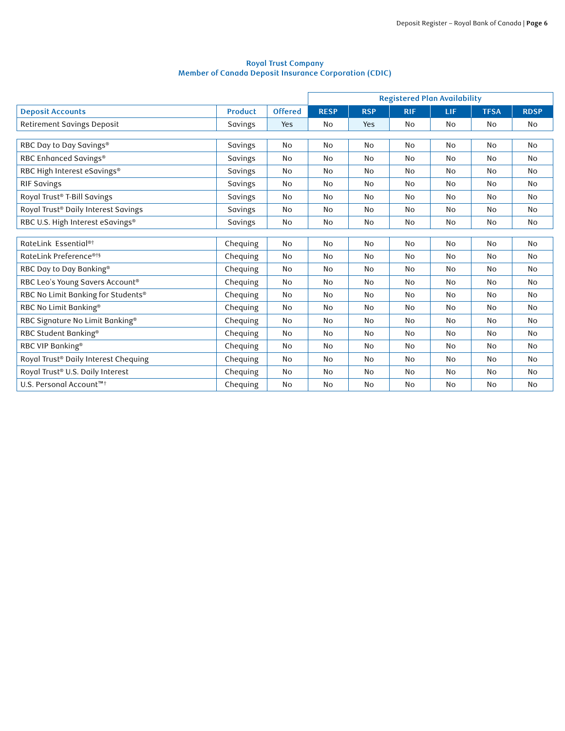**Royal Trust Company**
**Member of Canada Deposit Insurance Corporation (CDIC)**

| | | | Registered Plan Availability | | | | | |
|---|---|---|---|---|---|---|---|---|
| **Deposit Accounts** | **Product** | **Offered** | **RESP** | **RSP** | **RIF** | **LIF** | **TFSA** | **RDSP** |
| Retirement Savings Deposit | Savings | Yes | No | Yes | No | No | No | No |
| RBC Day to Day Savings® | Savings | No | No | No | No | No | No | No |
| RBC Enhanced Savings® | Savings | No | No | No | No | No | No | No |
| RBC High Interest eSavings® | Savings | No | No | No | No | No | No | No |
| RIF Savings | Savings | No | No | No | No | No | No | No |
| Royal Trust® T-Bill Savings | Savings | No | No | No | No | No | No | No |
| Royal Trust® Daily Interest Savings | Savings | No | No | No | No | No | No | No |
| RBC U.S. High Interest eSavings® | Savings | No | No | No | No | No | No | No |
| RateLink Essential®† | Chequing | No | No | No | No | No | No | No |
| RateLink Preference®†§ | Chequing | No | No | No | No | No | No | No |
| RBC Day to Day Banking® | Chequing | No | No | No | No | No | No | No |
| RBC Leo's Young Savers Account® | Chequing | No | No | No | No | No | No | No |
| RBC No Limit Banking for Students® | Chequing | No | No | No | No | No | No | No |
| RBC No Limit Banking® | Chequing | No | No | No | No | No | No | No |
| RBC Signature No Limit Banking® | Chequing | No | No | No | No | No | No | No |
| RBC Student Banking® | Chequing | No | No | No | No | No | No | No |
| RBC VIP Banking® | Chequing | No | No | No | No | No | No | No |
| Royal Trust® Daily Interest Chequing | Chequing | No | No | No | No | No | No | No |
| Royal Trust® U.S. Daily Interest | Chequing | No | No | No | No | No | No | No |
| U.S. Personal Account™† | Chequing | No | No | No | No | No | No | No |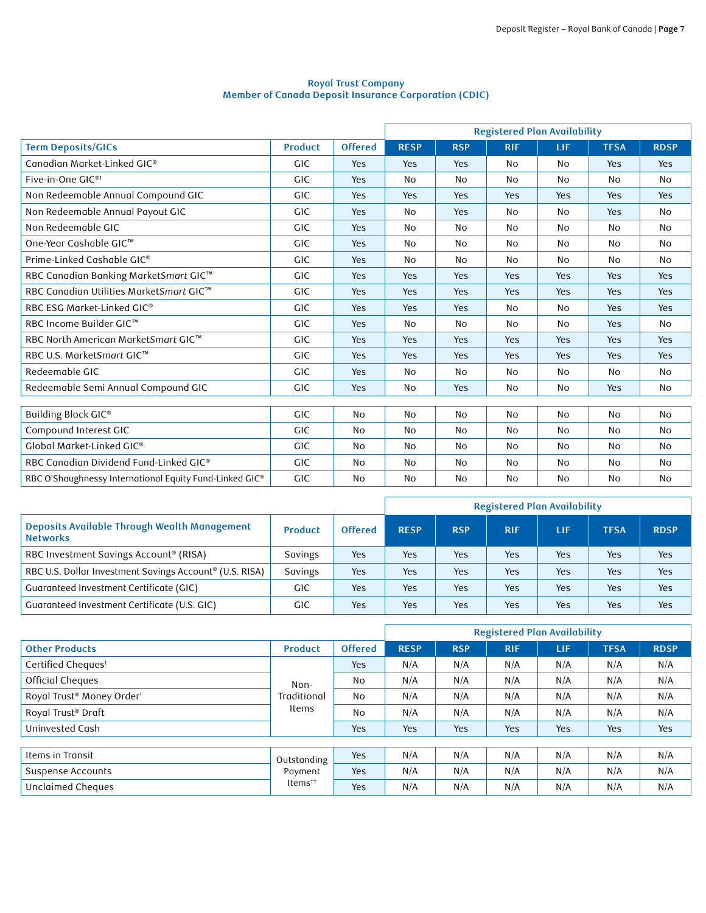**Royal Trust Company**
**Member of Canada Deposit Insurance Corporation (CDIC)**

| | | | Registered Plan Availability | | | | | |
|---|---|---|---|---|---|---|---|---|
| **Term Deposits/GICs** | **Product** | **Offered** | **RESP** | **RSP** | **RIF** | **LIF** | **TFSA** | **RDSP** |
| Canadian Market-Linked GIC® | GIC | Yes | Yes | Yes | No | No | Yes | Yes |
| Five-in-One GIC®[1] | GIC | Yes | No | No | No | No | No | No |
| Non Redeemable Annual Compound GIC | GIC | Yes | Yes | Yes | Yes | Yes | Yes | Yes |
| Non Redeemable Annual Payout GIC | GIC | Yes | No | Yes | No | No | Yes | No |
| Non Redeemable GIC | GIC | Yes | No | No | No | No | No | No |
| One-Year Cashable GIC™ | GIC | Yes | No | No | No | No | No | No |
| Prime-Linked Cashable GIC® | GIC | Yes | No | No | No | No | No | No |
| RBC Canadian Banking Market*Smart* GIC™ | GIC | Yes | Yes | Yes | Yes | Yes | Yes | Yes |
| RBC Canadian Utilities Market*Smart* GIC™ | GIC | Yes | Yes | Yes | Yes | Yes | Yes | Yes |
| RBC ESG Market-Linked GIC® | GIC | Yes | Yes | Yes | No | No | Yes | Yes |
| RBC Income Builder GIC™ | GIC | Yes | No | No | No | No | Yes | No |
| RBC North American Market*Smart* GIC™ | GIC | Yes | Yes | Yes | Yes | Yes | Yes | Yes |
| RBC U.S. Market*Smart* GIC™ | GIC | Yes | Yes | Yes | Yes | Yes | Yes | Yes |
| Redeemable GIC | GIC | Yes | No | No | No | No | No | No |
| Redeemable Semi Annual Compound GIC | GIC | Yes | No | Yes | No | No | Yes | No |
| Building Block GIC® | GIC | No | No | No | No | No | No | No |
| Compound Interest GIC | GIC | No | No | No | No | No | No | No |
| Global Market-Linked GIC® | GIC | No | No | No | No | No | No | No |
| RBC Canadian Dividend Fund-Linked GIC® | GIC | No | No | No | No | No | No | No |
| RBC O'Shaughnessy International Equity Fund-Linked GIC® | GIC | No | No | No | No | No | No | No |

| | | | Registered Plan Availability | | | | | |
|---|---|---|---|---|---|---|---|---|
| **Deposits Available Through Wealth Management Networks** | **Product** | **Offered** | **RESP** | **RSP** | **RIF** | **LIF** | **TFSA** | **RDSP** |
| RBC Investment Savings Account® (RISA) | Savings | Yes | Yes | Yes | Yes | Yes | Yes | Yes |
| RBC U.S. Dollar Investment Savings Account® (U.S. RISA) | Savings | Yes | Yes | Yes | Yes | Yes | Yes | Yes |
| Guaranteed Investment Certificate (GIC) | GIC | Yes | Yes | Yes | Yes | Yes | Yes | Yes |
| Guaranteed Investment Certificate (U.S. GIC) | GIC | Yes | Yes | Yes | Yes | Yes | Yes | Yes |

| | | | Registered Plan Availability | | | | | |
|---|---|---|---|---|---|---|---|---|
| **Other Products** | **Product** | **Offered** | **RESP** | **RSP** | **RIF** | **LIF** | **TFSA** | **RDSP** |
| Certified Cheques[1] | Non-Traditional Items | Yes | N/A | N/A | N/A | N/A | N/A | N/A |
| Official Cheques | Non-Traditional Items | No | N/A | N/A | N/A | N/A | N/A | N/A |
| Royal Trust® Money Order[1] | Non-Traditional Items | No | N/A | N/A | N/A | N/A | N/A | N/A |
| Royal Trust® Draft | Non-Traditional Items | No | N/A | N/A | N/A | N/A | N/A | N/A |
| Uninvested Cash | Non-Traditional Items | Yes | Yes | Yes | Yes | Yes | Yes | Yes |
| Items in Transit | Outstanding Payment Items†† | Yes | N/A | N/A | N/A | N/A | N/A | N/A |
| Suspense Accounts | Outstanding Payment Items†† | Yes | N/A | N/A | N/A | N/A | N/A | N/A |
| Unclaimed Cheques | Outstanding Payment Items†† | Yes | N/A | N/A | N/A | N/A | N/A | N/A |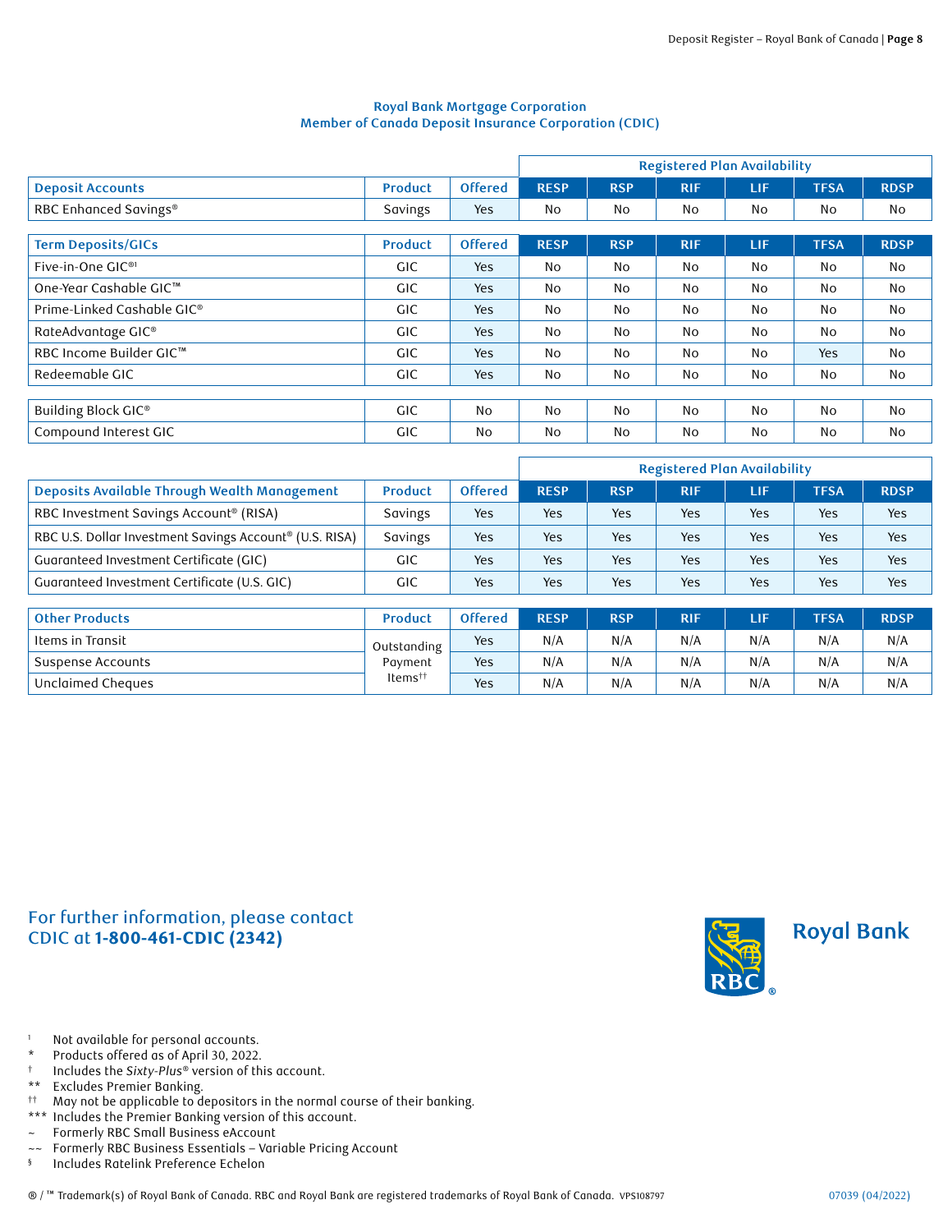**Royal Bank Mortgage Corporation**
**Member of Canada Deposit Insurance Corporation (CDIC)**

| | | | Registered Plan Availability | | | | | |
|---|---|---|---|---|---|---|---|---|
| **Deposit Accounts** | **Product** | **Offered** | **RESP** | **RSP** | **RIF** | **LIF** | **TFSA** | **RDSP** |
| RBC Enhanced Savings® | Savings | Yes | No | No | No | No | No | No |

| **Term Deposits/GICs** | **Product** | **Offered** | **RESP** | **RSP** | **RIF** | **LIF** | **TFSA** | **RDSP** |
|---|---|---|---|---|---|---|---|---|
| Five-in-One GIC®[1] | GIC | Yes | No | No | No | No | No | No |
| One-Year Cashable GIC™ | GIC | Yes | No | No | No | No | No | No |
| Prime-Linked Cashable GIC® | GIC | Yes | No | No | No | No | No | No |
| RateAdvantage GIC® | GIC | Yes | No | No | No | No | No | No |
| RBC Income Builder GIC™ | GIC | Yes | No | No | No | No | Yes | No |
| Redeemable GIC | GIC | Yes | No | No | No | No | No | No |
| Building Block GIC® | GIC | No | No | No | No | No | No | No |
| Compound Interest GIC | GIC | No | No | No | No | No | No | No |

| | | | Registered Plan Availability | | | | | |
|---|---|---|---|---|---|---|---|---|
| **Deposits Available Through Wealth Management** | **Product** | **Offered** | **RESP** | **RSP** | **RIF** | **LIF** | **TFSA** | **RDSP** |
| RBC Investment Savings Account® (RISA) | Savings | Yes | Yes | Yes | Yes | Yes | Yes | Yes |
| RBC U.S. Dollar Investment Savings Account® (U.S. RISA) | Savings | Yes | Yes | Yes | Yes | Yes | Yes | Yes |
| Guaranteed Investment Certificate (GIC) | GIC | Yes | Yes | Yes | Yes | Yes | Yes | Yes |
| Guaranteed Investment Certificate (U.S. GIC) | GIC | Yes | Yes | Yes | Yes | Yes | Yes | Yes |

| **Other Products** | **Product** | **Offered** | **RESP** | **RSP** | **RIF** | **LIF** | **TFSA** | **RDSP** |
|---|---|---|---|---|---|---|---|---|
| Items in Transit | Outstanding Payment Items†† | Yes | N/A | N/A | N/A | N/A | N/A | N/A |
| Suspense Accounts | | Yes | N/A | N/A | N/A | N/A | N/A | N/A |
| Unclaimed Cheques | | Yes | N/A | N/A | N/A | N/A | N/A | N/A |

For further information, please contact CDIC at **1-800-461-CDIC (2342)**

Royal Bank

[1] Not available for personal accounts.
\* Products offered as of April 30, 2022.
† Includes the *Sixty-Plus*® version of this account.
** Excludes Premier Banking.
†† May not be applicable to depositors in the normal course of their banking.
*** Includes the Premier Banking version of this account.
~ Formerly RBC Small Business eAccount
~~ Formerly RBC Business Essentials – Variable Pricing Account
§ Includes Ratelink Preference Echelon

® / ™ Trademark(s) of Royal Bank of Canada. RBC and Royal Bank are registered trademarks of Royal Bank of Canada. VPS108797

07039 (04/2022)